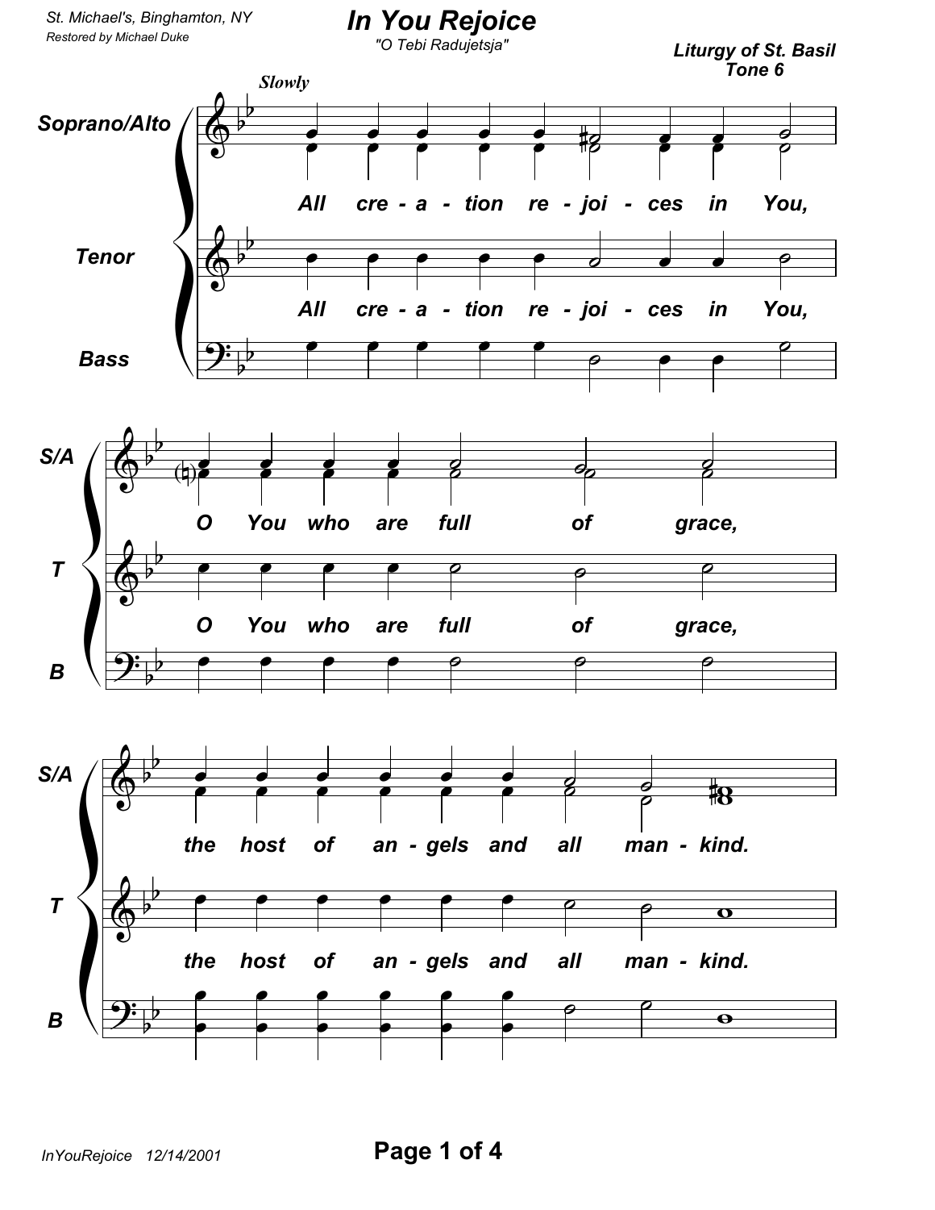St. Michael's, Binghamton, NY

Restored by Michael Duke

# In You Rejoice

"O Tebi Radujetsja"

**Liturgy of St. Basil**
**Tone 6**

*Slowly*

Soprano/Alto, Tenor, Bass

All cre - a - tion re - joi - ces in You,

O You who are full of grace,

the host of an - gels and all man - kind.

InYouRejoice 12/14/2001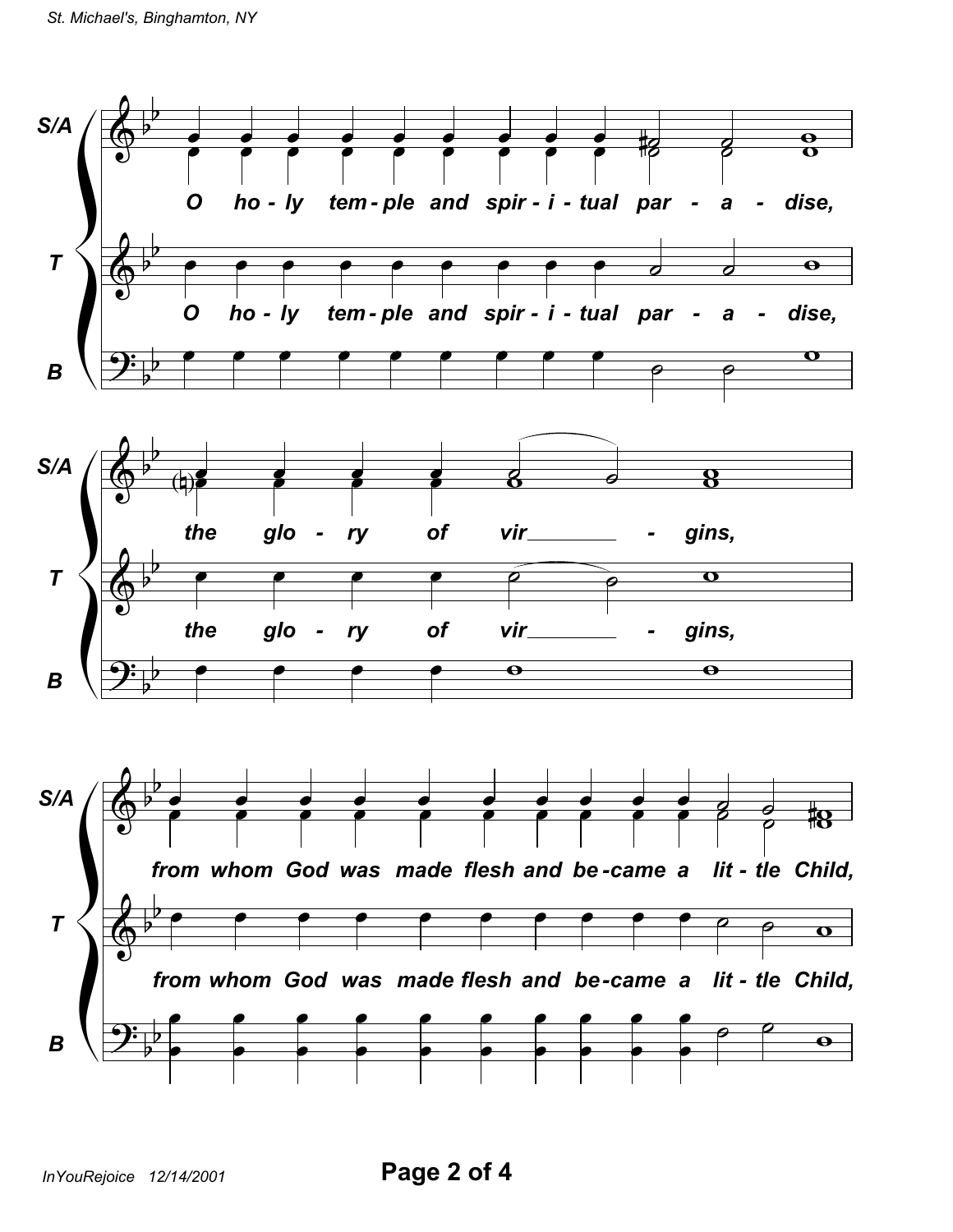S/A

O ho - ly tem - ple and spir - i - tual par - a - dise,

T

O ho - ly tem - ple and spir - i - tual par - a - dise,

B

S/A

the glo - ry of vir - gins,

T

the glo - ry of vir - gins,

B

S/A

from whom God was made flesh and be - came a lit - tle Child,

T

from whom God was made flesh and be - came a lit - tle Child,

B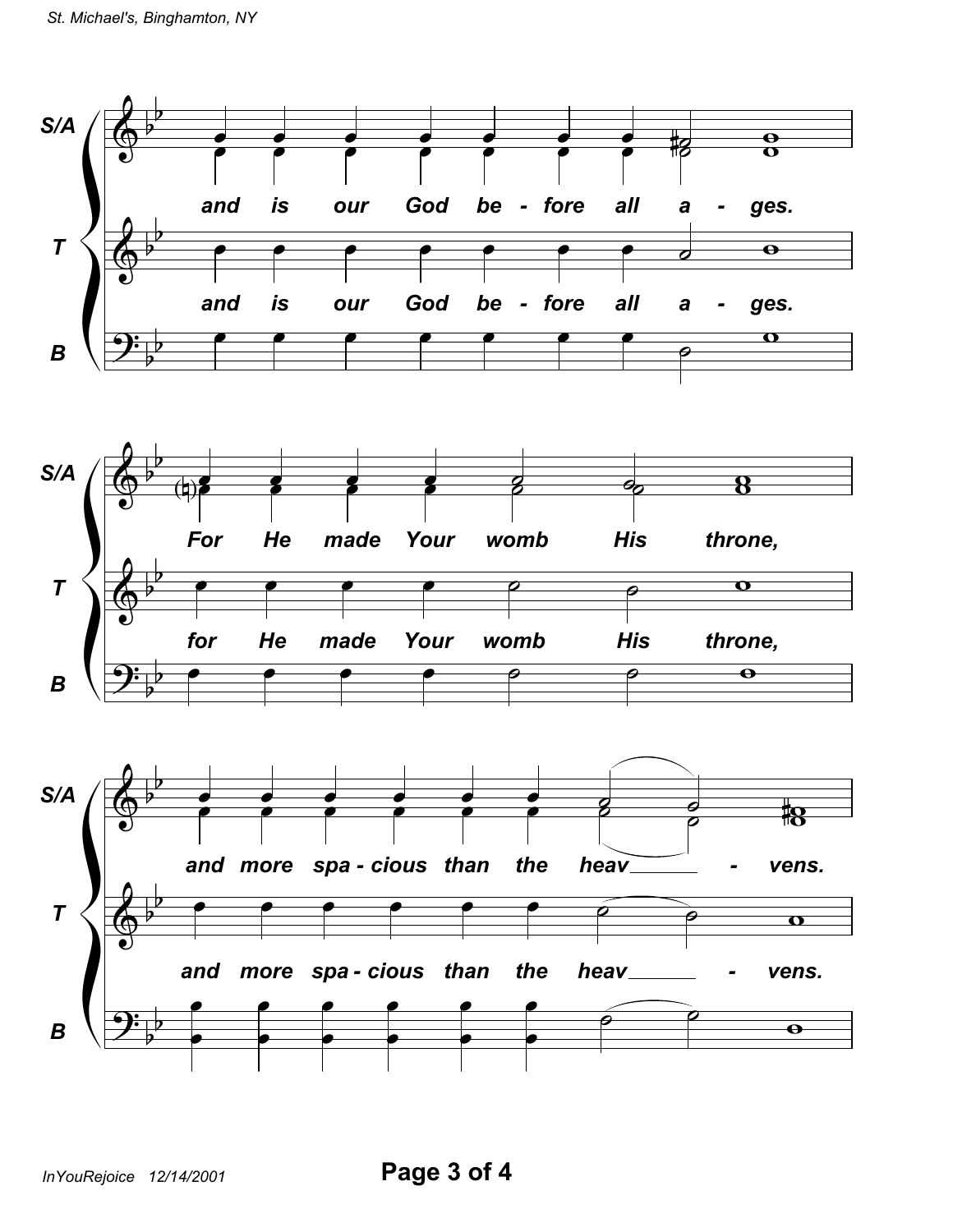and is our God be - fore all a - ges.

For He made Your womb His throne,

and more spa - cious than the heav - vens.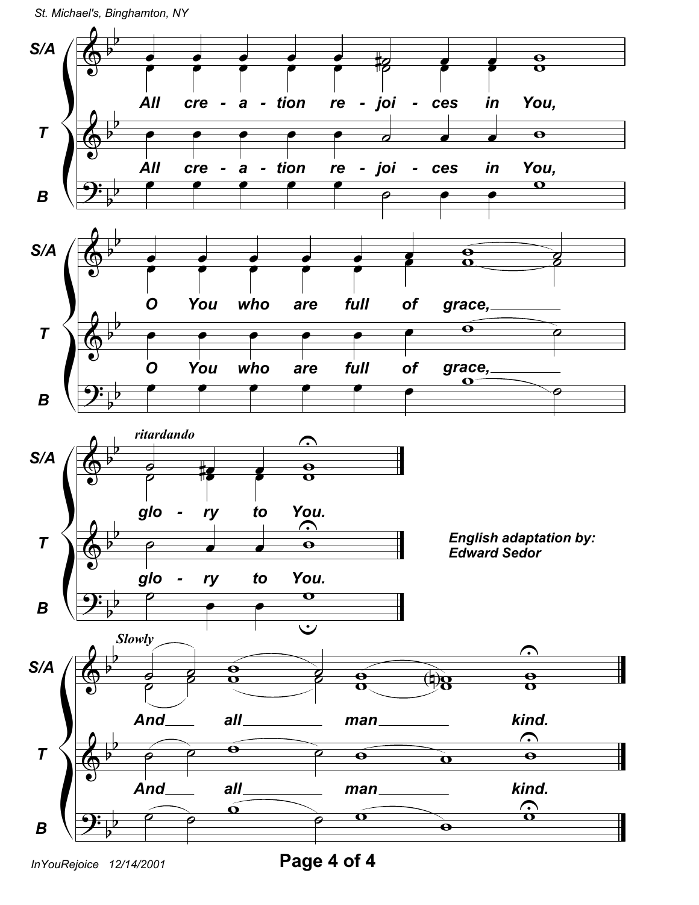All cre - a - tion re - joi - ces in You,

O You who are full of grace,

*ritardando*

glo - ry to You.

English adaptation by:
Edward Sedor

*Slowly*

And all man kind.